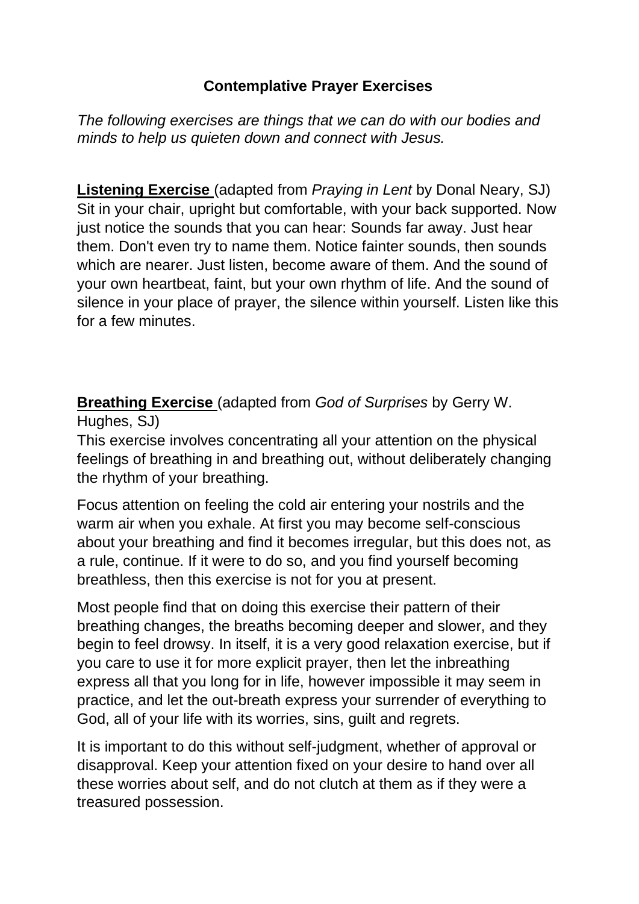# Contemplative Prayer Exercises

*The following exercises are things that we can do with our bodies and minds to help us quieten down and connect with Jesus.*

**Listening Exercise** (adapted from *Praying in Lent* by Donal Neary, SJ)
Sit in your chair, upright but comfortable, with your back supported. Now just notice the sounds that you can hear: Sounds far away. Just hear them. Don't even try to name them. Notice fainter sounds, then sounds which are nearer. Just listen, become aware of them. And the sound of your own heartbeat, faint, but your own rhythm of life. And the sound of silence in your place of prayer, the silence within yourself. Listen like this for a few minutes.

**Breathing Exercise** (adapted from *God of Surprises* by Gerry W. Hughes, SJ)
This exercise involves concentrating all your attention on the physical feelings of breathing in and breathing out, without deliberately changing the rhythm of your breathing.

Focus attention on feeling the cold air entering your nostrils and the warm air when you exhale. At first you may become self-conscious about your breathing and find it becomes irregular, but this does not, as a rule, continue. If it were to do so, and you find yourself becoming breathless, then this exercise is not for you at present.

Most people find that on doing this exercise their pattern of their breathing changes, the breaths becoming deeper and slower, and they begin to feel drowsy. In itself, it is a very good relaxation exercise, but if you care to use it for more explicit prayer, then let the inbreathing express all that you long for in life, however impossible it may seem in practice, and let the out-breath express your surrender of everything to God, all of your life with its worries, sins, guilt and regrets.

It is important to do this without self-judgment, whether of approval or disapproval. Keep your attention fixed on your desire to hand over all these worries about self, and do not clutch at them as if they were a treasured possession.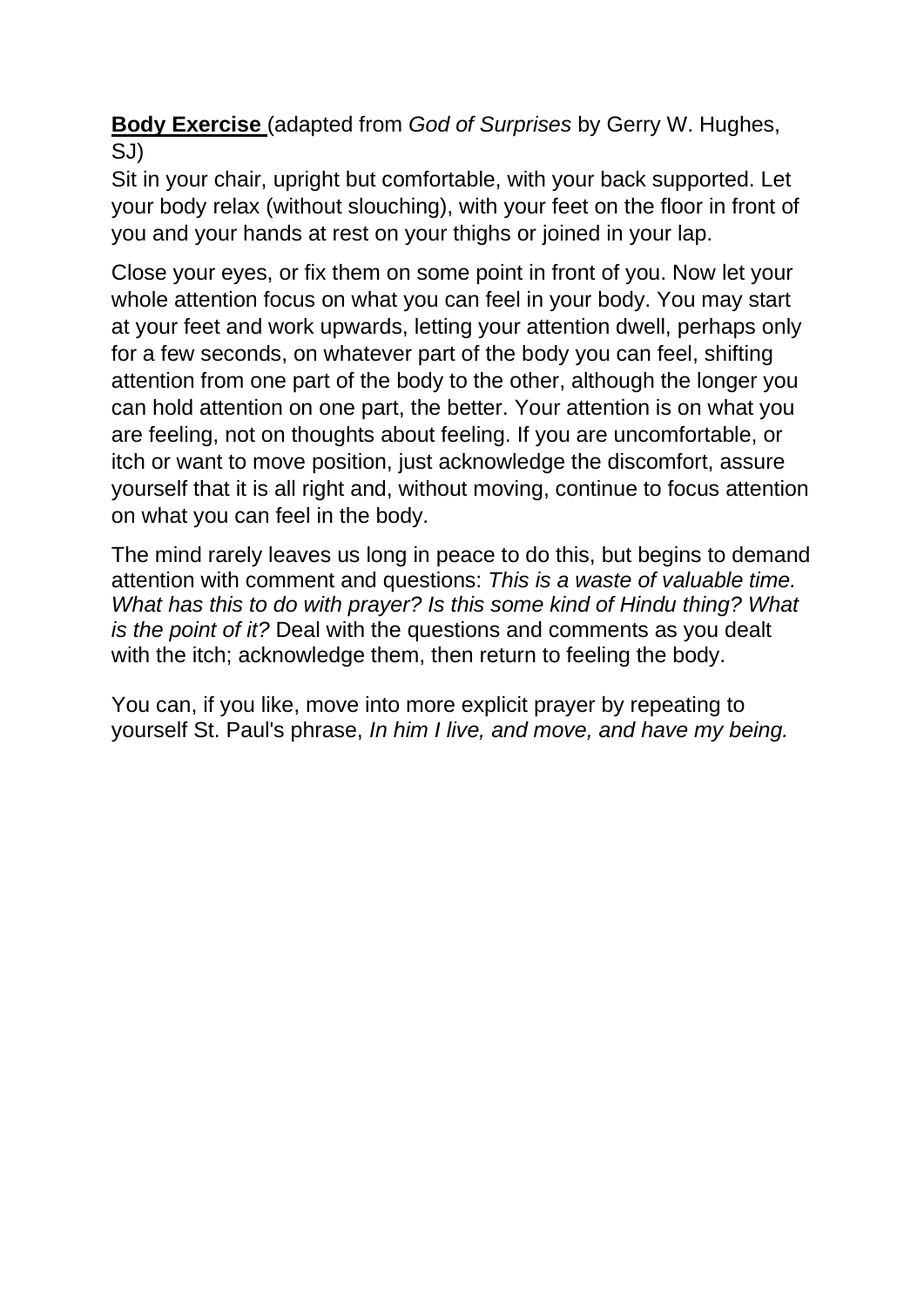**Body Exercise** (adapted from *God of Surprises* by Gerry W. Hughes, SJ)

Sit in your chair, upright but comfortable, with your back supported. Let your body relax (without slouching), with your feet on the floor in front of you and your hands at rest on your thighs or joined in your lap.

Close your eyes, or fix them on some point in front of you. Now let your whole attention focus on what you can feel in your body. You may start at your feet and work upwards, letting your attention dwell, perhaps only for a few seconds, on whatever part of the body you can feel, shifting attention from one part of the body to the other, although the longer you can hold attention on one part, the better. Your attention is on what you are feeling, not on thoughts about feeling. If you are uncomfortable, or itch or want to move position, just acknowledge the discomfort, assure yourself that it is all right and, without moving, continue to focus attention on what you can feel in the body.

The mind rarely leaves us long in peace to do this, but begins to demand attention with comment and questions: *This is a waste of valuable time. What has this to do with prayer? Is this some kind of Hindu thing? What is the point of it?* Deal with the questions and comments as you dealt with the itch; acknowledge them, then return to feeling the body.

You can, if you like, move into more explicit prayer by repeating to yourself St. Paul's phrase, *In him I live, and move, and have my being.*